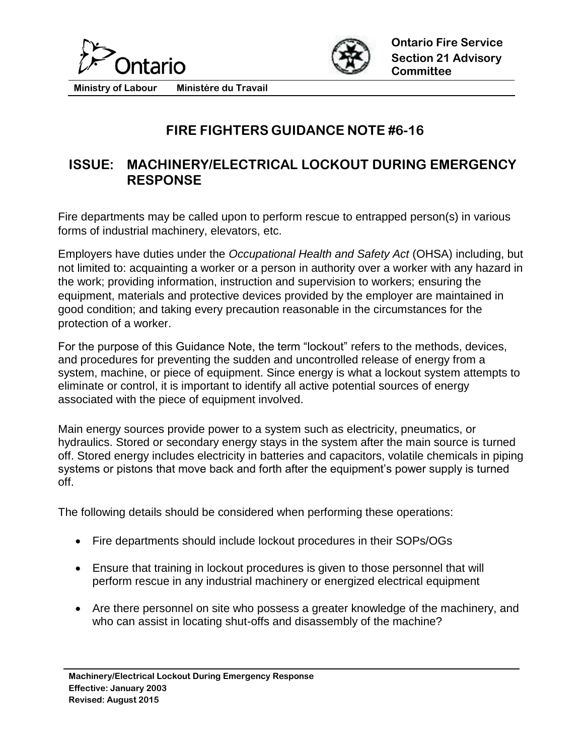Ontario

Ministry of Labour Ministére du Travail

**Ontario Fire Service Section 21 Advisory Committee**

# FIRE FIGHTERS GUIDANCE NOTE #6-16

## ISSUE: MACHINERY/ELECTRICAL LOCKOUT DURING EMERGENCY RESPONSE

Fire departments may be called upon to perform rescue to entrapped person(s) in various forms of industrial machinery, elevators, etc.

Employers have duties under the *Occupational Health and Safety Act* (OHSA) including, but not limited to: acquainting a worker or a person in authority over a worker with any hazard in the work; providing information, instruction and supervision to workers; ensuring the equipment, materials and protective devices provided by the employer are maintained in good condition; and taking every precaution reasonable in the circumstances for the protection of a worker.

For the purpose of this Guidance Note, the term "lockout" refers to the methods, devices, and procedures for preventing the sudden and uncontrolled release of energy from a system, machine, or piece of equipment. Since energy is what a lockout system attempts to eliminate or control, it is important to identify all active potential sources of energy associated with the piece of equipment involved.

Main energy sources provide power to a system such as electricity, pneumatics, or hydraulics. Stored or secondary energy stays in the system after the main source is turned off. Stored energy includes electricity in batteries and capacitors, volatile chemicals in piping systems or pistons that move back and forth after the equipment's power supply is turned off.

The following details should be considered when performing these operations:

- Fire departments should include lockout procedures in their SOPs/OGs
- Ensure that training in lockout procedures is given to those personnel that will perform rescue in any industrial machinery or energized electrical equipment
- Are there personnel on site who possess a greater knowledge of the machinery, and who can assist in locating shut-offs and disassembly of the machine?

**Machinery/Electrical Lockout During Emergency Response**
**Effective: January 2003**
**Revised: August 2015**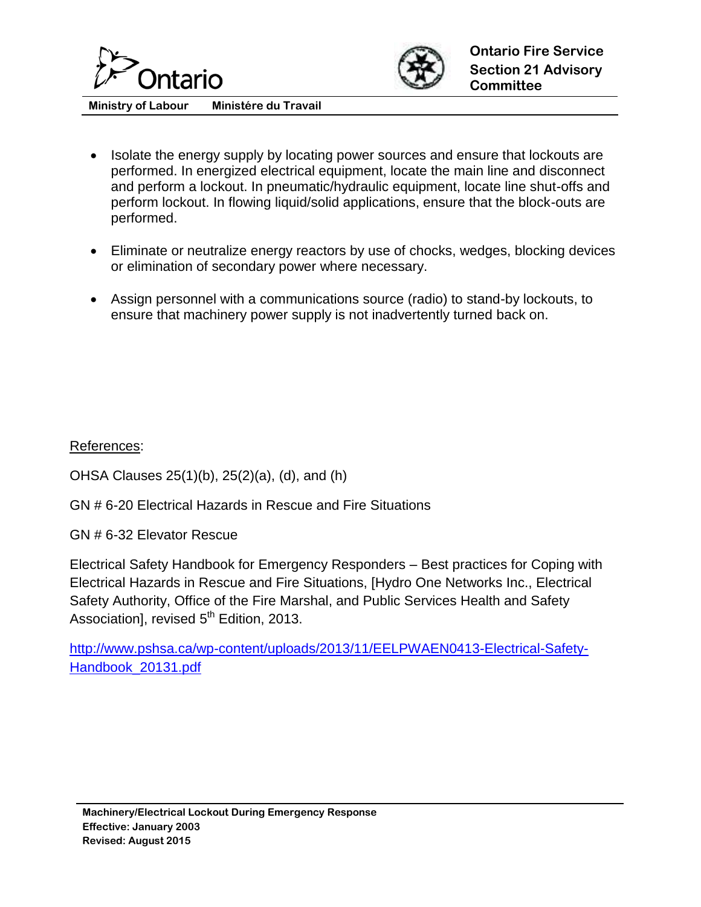- Isolate the energy supply by locating power sources and ensure that lockouts are performed. In energized electrical equipment, locate the main line and disconnect and perform a lockout. In pneumatic/hydraulic equipment, locate line shut-offs and perform lockout. In flowing liquid/solid applications, ensure that the block-outs are performed.

- Eliminate or neutralize energy reactors by use of chocks, wedges, blocking devices or elimination of secondary power where necessary.

- Assign personnel with a communications source (radio) to stand-by lockouts, to ensure that machinery power supply is not inadvertently turned back on.

References:

OHSA Clauses 25(1)(b), 25(2)(a), (d), and (h)

GN # 6-20 Electrical Hazards in Rescue and Fire Situations

GN # 6-32 Elevator Rescue

Electrical Safety Handbook for Emergency Responders – Best practices for Coping with Electrical Hazards in Rescue and Fire Situations, [Hydro One Networks Inc., Electrical Safety Authority, Office of the Fire Marshal, and Public Services Health and Safety Association], revised 5th Edition, 2013.

[http://www.pshsa.ca/wp-content/uploads/2013/11/EELPWAEN0413-Electrical-Safety-Handbook_20131.pdf](http://www.pshsa.ca/wp-content/uploads/2013/11/EELPWAEN0413-Electrical-Safety-Handbook_20131.pdf)